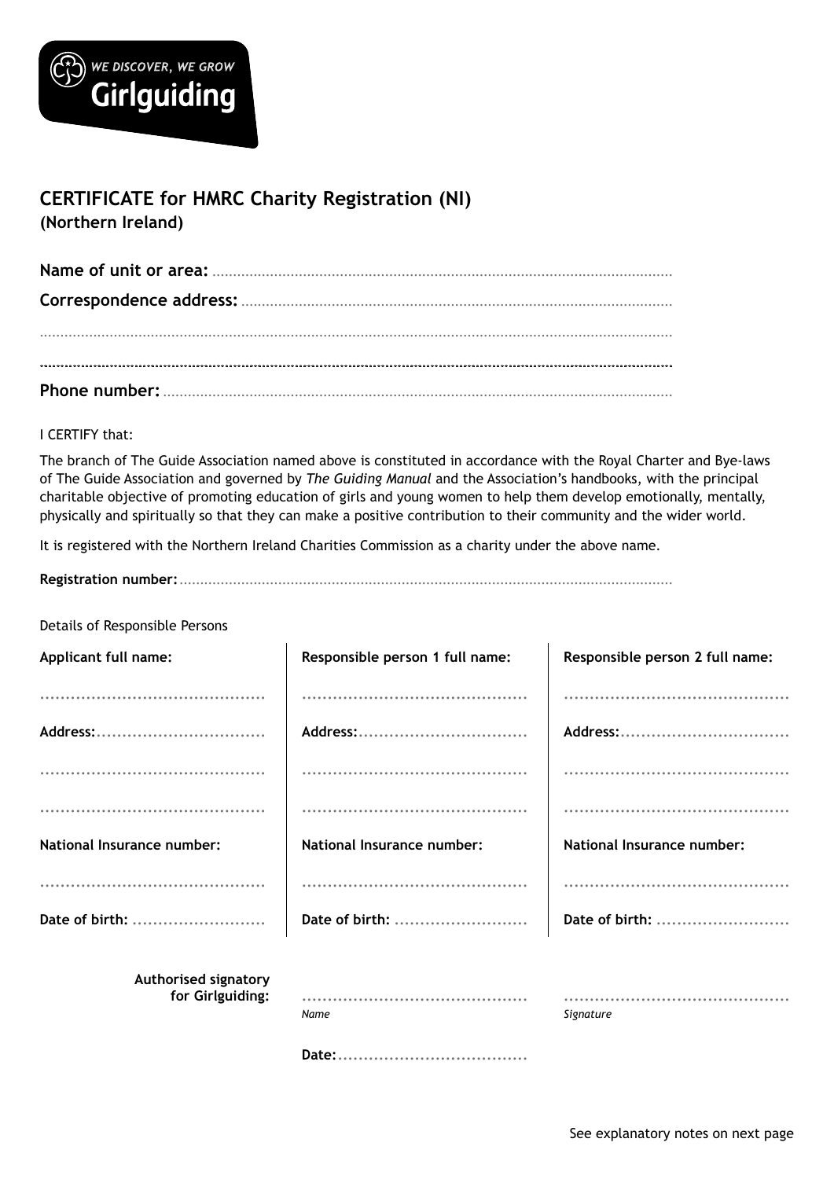WE DISCOVER, WE GROW
Girlguiding

## CERTIFICATE for HMRC Charity Registration (NI)

**(Northern Ireland)**

**Name of unit or area:** ..............................................................................................................

**Correspondence address:** ........................................................................................................

..........................................................................................................................................................

..........................................................................................................................................................

**Phone number:** ..........................................................................................................................

I CERTIFY that:

The branch of The Guide Association named above is constituted in accordance with the Royal Charter and Bye-laws of The Guide Association and governed by *The Guiding Manual* and the Association's handbooks, with the principal charitable objective of promoting education of girls and young women to help them develop emotionally, mentally, physically and spiritually so that they can make a positive contribution to their community and the wider world.

It is registered with the Northern Ireland Charities Commission as a charity under the above name.

**Registration number:** ......................................................................................................................

Details of Responsible Persons

| **Applicant full name:** | **Responsible person 1 full name:** | **Responsible person 2 full name:** |
|---|---|---|
| ............................................ | ............................................ | ............................................ |
| **Address:**................................. | **Address:**................................. | **Address:**................................. |
| ............................................ | ............................................ | ............................................ |
| ............................................ | ............................................ | ............................................ |
| **National Insurance number:** | **National Insurance number:** | **National Insurance number:** |
| ............................................ | ............................................ | ............................................ |
| **Date of birth:** .......................... | **Date of birth:** .......................... | **Date of birth:** .......................... |

**Authorised signatory for Girlguiding:**

............................................ *Name*

............................................ *Signature*

**Date:**......................................

See explanatory notes on next page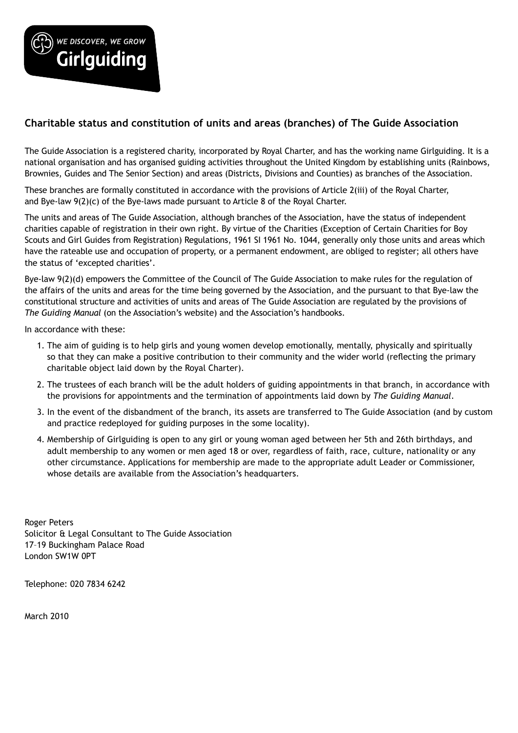## Charitable status and constitution of units and areas (branches) of The Guide Association

The Guide Association is a registered charity, incorporated by Royal Charter, and has the working name Girlguiding. It is a national organisation and has organised guiding activities throughout the United Kingdom by establishing units (Rainbows, Brownies, Guides and The Senior Section) and areas (Districts, Divisions and Counties) as branches of the Association.

These branches are formally constituted in accordance with the provisions of Article 2(iii) of the Royal Charter, and Bye-law 9(2)(c) of the Bye-laws made pursuant to Article 8 of the Royal Charter.

The units and areas of The Guide Association, although branches of the Association, have the status of independent charities capable of registration in their own right. By virtue of the Charities (Exception of Certain Charities for Boy Scouts and Girl Guides from Registration) Regulations, 1961 SI 1961 No. 1044, generally only those units and areas which have the rateable use and occupation of property, or a permanent endowment, are obliged to register; all others have the status of 'excepted charities'.

Bye-law 9(2)(d) empowers the Committee of the Council of The Guide Association to make rules for the regulation of the affairs of the units and areas for the time being governed by the Association, and the pursuant to that Bye-law the constitutional structure and activities of units and areas of The Guide Association are regulated by the provisions of *The Guiding Manual* (on the Association's website) and the Association's handbooks.

In accordance with these:

1. The aim of guiding is to help girls and young women develop emotionally, mentally, physically and spiritually so that they can make a positive contribution to their community and the wider world (reflecting the primary charitable object laid down by the Royal Charter).
2. The trustees of each branch will be the adult holders of guiding appointments in that branch, in accordance with the provisions for appointments and the termination of appointments laid down by *The Guiding Manual*.
3. In the event of the disbandment of the branch, its assets are transferred to The Guide Association (and by custom and practice redeployed for guiding purposes in the some locality).
4. Membership of Girlguiding is open to any girl or young woman aged between her 5th and 26th birthdays, and adult membership to any women or men aged 18 or over, regardless of faith, race, culture, nationality or any other circumstance. Applications for membership are made to the appropriate adult Leader or Commissioner, whose details are available from the Association's headquarters.

Roger Peters
Solicitor & Legal Consultant to The Guide Association
17–19 Buckingham Palace Road
London SW1W 0PT

Telephone: 020 7834 6242

March 2010